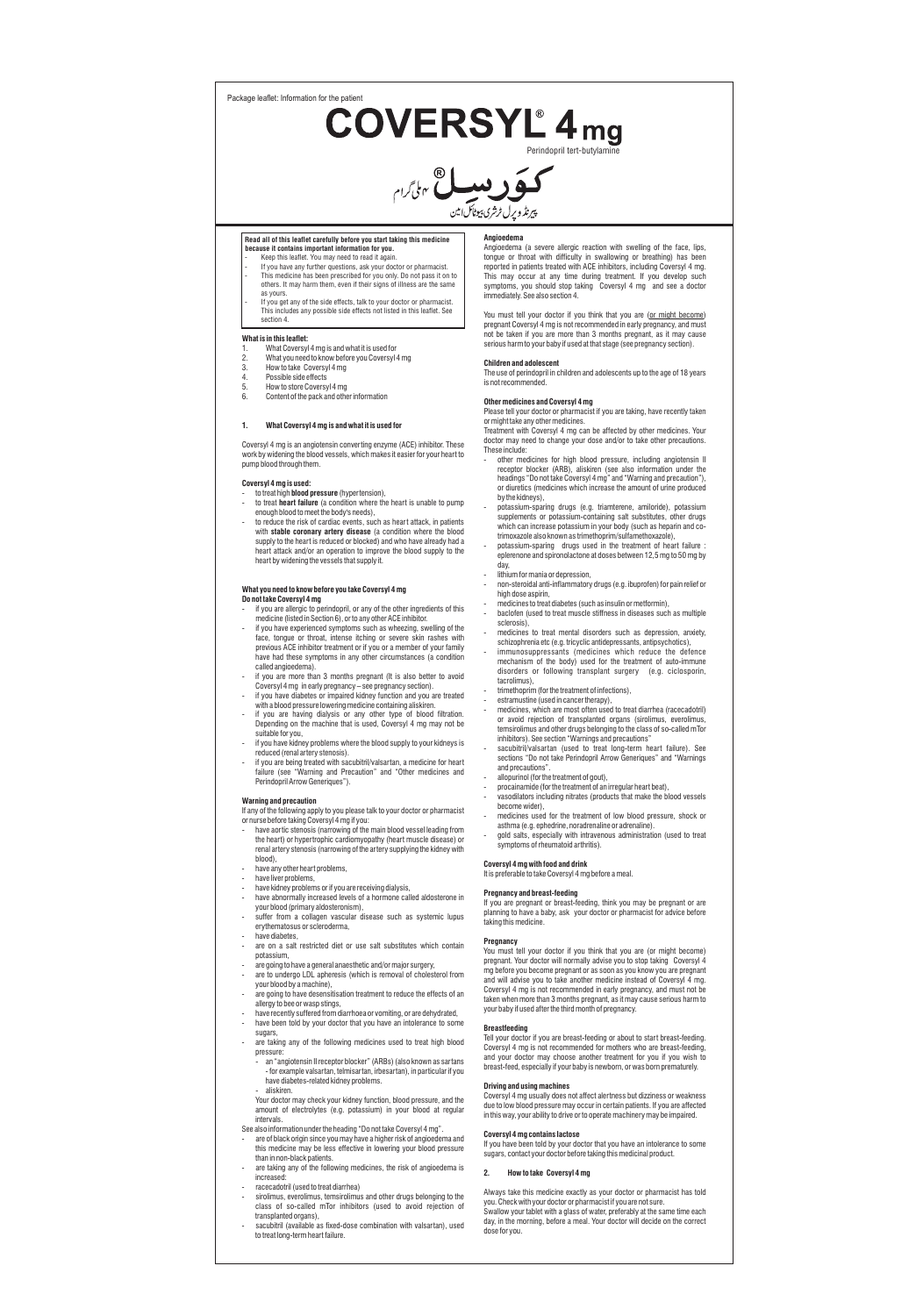Package leaflet: Information for the patient

# COVERSYL® 4 mg

Perindopril tert-butylamine

کوَرسِل® ۴ ملی گرام

پیرنڈوپرل ٹرٹری بیوٹائل امین

**Read all of this leaflet carefully before you start taking this medicine because it contains important information for you.**

- Keep this leaflet. You may need to read it again.
- If you have any further questions, ask your doctor or pharmacist.
- This medicine has been prescribed for you only. Do not pass it on to others. It may harm them, even if their signs of illness are the same as yours.
- If you get any of the side effects, talk to your doctor or pharmacist. This includes any possible side effects not listed in this leaflet. See section 4.

**What is in this leaflet:**

1. What Coversyl 4 mg is and what it is used for
2. What you need to know before you Coversyl 4 mg
3. How to take Coversyl 4 mg
4. Possible side effects
5. How to store Coversyl 4 mg
6. Content of the pack and other information

## 1. What Coversyl 4 mg is and what it is used for

Coversyl 4 mg is an angiotensin converting enzyme (ACE) inhibitor. These work by widening the blood vessels, which makes it easier for your heart to pump blood through them.

**Coversyl 4 mg is used:**

- to treat high **blood pressure** (hypertension),
- to treat **heart failure** (a condition where the heart is unable to pump enough blood to meet the body's needs),
- to reduce the risk of cardiac events, such as heart attack, in patients with **stable coronary artery disease** (a condition where the blood supply to the heart is reduced or blocked) and who have already had a heart attack and/or an operation to improve the blood supply to the heart by widening the vessels that supply it.

**What you need to know before you take Coversyl 4 mg**

**Do not take Coversyl 4 mg**

- if you are allergic to perindopril, or any of the other ingredients of this medicine (listed in Section 6), or to any other ACE inhibitor.
- if you have experienced symptoms such as wheezing, swelling of the face, tongue or throat, intense itching or severe skin rashes with previous ACE inhibitor treatment or if you or a member of your family have had these symptoms in any other circumstances (a condition called angioedema).
- if you are more than 3 months pregnant (It is also better to avoid Coversyl 4 mg in early pregnancy – see pregnancy section).
- if you have diabetes or impaired kidney function and you are treated with a blood pressure lowering medicine containing aliskiren.
- if you are having dialysis or any other type of blood filtration. Depending on the machine that is used, Coversyl 4 mg may not be suitable for you,
- if you have kidney problems where the blood supply to your kidneys is reduced (renal artery stenosis).
- if you are being treated with sacubitril/valsartan, a medicine for heart failure (see "Warning and Precaution" and "Other medicines and Perindopril Arrow Generiques").

**Warning and precaution**

If any of the following apply to you please talk to your doctor or pharmacist or nurse before taking Coversyl 4 mg if you:

- have aortic stenosis (narrowing of the main blood vessel leading from the heart) or hypertrophic cardiomyopathy (heart muscle disease) or renal artery stenosis (narrowing of the artery supplying the kidney with blood),
- have any other heart problems,
- have liver problems,
- have kidney problems or if you are receiving dialysis,
- have abnormally increased levels of a hormone called aldosterone in your blood (primary aldosteronism),
- suffer from a collagen vascular disease such as systemic lupus erythematosus or scleroderma,
- have diabetes,
- are on a salt restricted diet or use salt substitutes which contain potassium,
- are going to have a general anaesthetic and/or major surgery,
- are to undergo LDL apheresis (which is removal of cholesterol from your blood by a machine),
- are going to have desensitisation treatment to reduce the effects of an allergy to bee or wasp stings,
- have recently suffered from diarrhoea or vomiting, or are dehydrated,
- have been told by your doctor that you have an intolerance to some sugars,
- are taking any of the following medicines used to treat high blood pressure:
  - an "angiotensin II receptor blocker" (ARBs) (also known as sartans - for example valsartan, telmisartan, irbesartan), in particular if you have diabetes-related kidney problems.
  - aliskiren.

  Your doctor may check your kidney function, blood pressure, and the amount of electrolytes (e.g. potassium) in your blood at regular intervals.

See also information under the heading "Do not take Coversyl 4 mg".

- are of black origin since you may have a higher risk of angioedema and this medicine may be less effective in lowering your blood pressure than in non-black patients.
- are taking any of the following medicines, the risk of angioedema is increased:
- racecadotril (used to treat diarrhea)
- sirolimus, everolimus, temsirolimus and other drugs belonging to the class of so-called mTor inhibitors (used to avoid rejection of transplanted organs),
- sacubitril (available as fixed-dose combination with valsartan), used to treat long-term heart failure.

**Angioedema**

Angioedema (a severe allergic reaction with swelling of the face, lips, tongue or throat with difficulty in swallowing or breathing) has been reported in patients treated with ACE inhibitors, including Coversyl 4 mg. This may occur at any time during treatment. If you develop such symptoms, you should stop taking Coversyl 4 mg and see a doctor immediately. See also section 4.

You must tell your doctor if you think that you are (or might become) pregnant Coversyl 4 mg is not recommended in early pregnancy, and must not be taken if you are more than 3 months pregnant, as it may cause serious harm to your baby if used at that stage (see pregnancy section).

**Children and adolescent**

The use of perindopril in children and adolescents up to the age of 18 years is not recommended.

**Other medicines and Coversyl 4 mg**

Please tell your doctor or pharmacist if you are taking, have recently taken or might take any other medicines.

Treatment with Coversyl 4 mg can be affected by other medicines. Your doctor may need to change your dose and/or to take other precautions. These include:

- other medicines for high blood pressure, including angiotensin II receptor blocker (ARB), aliskiren (see also information under the headings "Do not take Coversyl 4 mg" and "Warning and precaution"), or diuretics (medicines which increase the amount of urine produced by the kidneys),
- potassium-sparing drugs (e.g. triamterene, amiloride), potassium supplements or potassium-containing salt substitutes, other drugs which can increase potassium in your body (such as heparin and co-trimoxazole also known as trimethoprim/sulfamethoxazole),
- potassium-sparing drugs used in the treatment of heart failure : eplerenone and spironolactone at doses between 12,5 mg to 50 mg by day,
- lithium for mania or depression,
- non-steroidal anti-inflammatory drugs (e.g. ibuprofen) for pain relief or high dose aspirin,
- medicines to treat diabetes (such as insulin or metformin),
- baclofen (used to treat muscle stiffness in diseases such as multiple sclerosis),
- medicines to treat mental disorders such as depression, anxiety, schizophrenia etc (e.g. tricyclic antidepressants, antipsychotics),
- immunosuppressants (medicines which reduce the defence mechanism of the body) used for the treatment of auto-immune disorders or following transplant surgery (e.g. ciclosporin, tacrolimus),
- trimethoprim (for the treatment of infections),
- estramustine (used in cancer therapy),
- medicines, which are most often used to treat diarrhea (racecadotril) or avoid rejection of transplanted organs (sirolimus, everolimus, temsirolimus and other drugs belonging to the class of so-called mTor inhibitors). See section "Warnings and precautions"
- sacubitril/valsartan (used to treat long-term heart failure). See sections "Do not take Perindopril Arrow Generiques" and "Warnings and precautions".
- allopurinol (for the treatment of gout),
- procainamide (for the treatment of an irregular heart beat),
- vasodilators including nitrates (products that make the blood vessels become wider),
- medicines used for the treatment of low blood pressure, shock or asthma (e.g. ephedrine, noradrenaline or adrenaline).
- gold salts, especially with intravenous administration (used to treat symptoms of rheumatoid arthritis).

**Coversyl 4 mg with food and drink**

It is preferable to take Coversyl 4 mg before a meal.

**Pregnancy and breast-feeding**

If you are pregnant or breast-feeding, think you may be pregnant or are planning to have a baby, ask your doctor or pharmacist for advice before taking this medicine.

**Pregnancy**

You must tell your doctor if you think that you are (or might become) pregnant. Your doctor will normally advise you to stop taking Coversyl 4 mg before you become pregnant or as soon as you know you are pregnant and will advise you to take another medicine instead of Coversyl 4 mg. Coversyl 4 mg is not recommended in early pregnancy, and must not be taken when more than 3 months pregnant, as it may cause serious harm to your baby if used after the third month of pregnancy.

**Breastfeeding**

Tell your doctor if you are breast-feeding or about to start breast-feeding. Coversyl 4 mg is not recommended for mothers who are breast-feeding, and your doctor may choose another treatment for you if you wish to breast-feed, especially if your baby is newborn, or was born prematurely.

**Driving and using machines**

Coversyl 4 mg usually does not affect alertness but dizziness or weakness due to low blood pressure may occur in certain patients. If you are affected in this way, your ability to drive or to operate machinery may be impaired.

**Coversyl 4 mg contains lactose**

If you have been told by your doctor that you have an intolerance to some sugars, contact your doctor before taking this medicinal product.

## 2. How to take Coversyl 4 mg

Always take this medicine exactly as your doctor or pharmacist has told you. Check with your doctor or pharmacist if you are not sure.

Swallow your tablet with a glass of water, preferably at the same time each day, in the morning, before a meal. Your doctor will decide on the correct dose for you.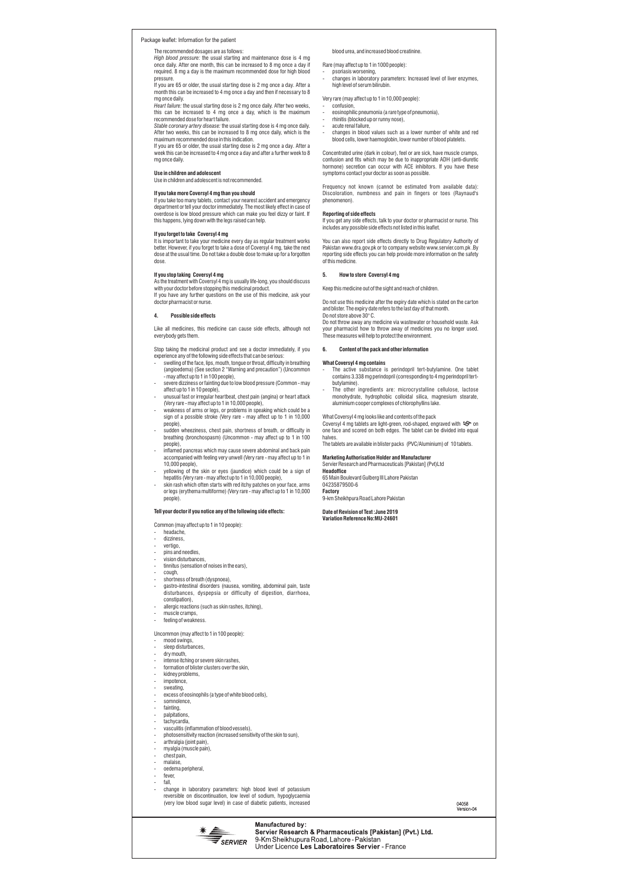Package leaflet: Information for the patient

The recommended dosages are as follows:

*High blood pressure:* the usual starting and maintenance dose is 4 mg once daily. After one month, this can be increased to 8 mg once a day if required. 8 mg a day is the maximum recommended dose for high blood pressure.

If you are 65 or older, the usual starting dose is 2 mg once a day. After a month this can be increased to 4 mg once a day and then if necessary to 8 mg once daily.

*Heart failure:* the usual starting dose is 2 mg once daily. After two weeks, this can be increased to 4 mg once a day, which is the maximum recommended dose for heart failure.

*Stable coronary artery disease:* the usual starting dose is 4 mg once daily. After two weeks, this can be increased to 8 mg once daily, which is the maximum recommended dose in this indication.

If you are 65 or older, the usual starting dose is 2 mg once a day. After a week this can be increased to 4 mg once a day and after a further week to 8 mg once daily.

**Use in children and adolescent**

Use in children and adolescent is not recommended.

**If you take more Coversyl 4 mg than you should**

If you take too many tablets, contact your nearest accident and emergency department or tell your doctor immediately. The most likely effect in case of overdose is low blood pressure which can make you feel dizzy or faint. If this happens, lying down with the legs raised can help.

**If you forget to take Coversyl 4 mg**

It is important to take your medicine every day as regular treatment works better. However, if you forget to take a dose of Coversyl 4 mg, take the next dose at the usual time. Do not take a double dose to make up for a forgotten dose.

**If you stop taking Coversyl 4 mg**

As the treatment with Coversyl 4 mg is usually life-long, you should discuss with your doctor before stopping this medicinal product.

If you have any further questions on the use of this medicine, ask your doctor pharmacist or nurse.

## 4. Possible side effects

Like all medicines, this medicine can cause side effects, although not everybody gets them.

Stop taking the medicinal product and see a doctor immediately, if you experience any of the following side effects that can be serious:

- swelling of the face, lips, mouth, tongue or throat, difficulty in breathing (angioedema) (See section 2 "Warning and precaution") (Uncommon - may affect up to 1 in 100 people),
- severe dizziness or fainting due to low blood pressure (Common - may affect up to 1 in 10 people),
- unusual fast or irregular heartbeat, chest pain (angina) or heart attack (Very rare - may affect up to 1 in 10,000 people),
- weakness of arms or legs, or problems in speaking which could be a sign of a possible stroke (Very rare - may affect up to 1 in 10,000 people),
- sudden wheeziness, chest pain, shortness of breath, or difficulty in breathing (bronchospasm) (Uncommon - may affect up to 1 in 100 people),
- inflamed pancreas which may cause severe abdominal and back pain accompanied with feeling very unwell (Very rare - may affect up to 1 in 10,000 people),
- yellowing of the skin or eyes (jaundice) which could be a sign of hepatitis (Very rare - may affect up to 1 in 10,000 people),
- skin rash which often starts with red itchy patches on your face, arms or legs (erythema multiforme) (Very rare - may affect up to 1 in 10,000 people).

**Tell your doctor if you notice any of the following side effects:**

Common (may affect up to 1 in 10 people):

- headache,
- dizziness,
- vertigo,
- pins and needles,
- vision disturbances,
- tinnitus (sensation of noises in the ears),
- cough,
- shortness of breath (dyspnoea),
- gastro-intestinal disorders (nausea, vomiting, abdominal pain, taste disturbances, dyspepsia or difficulty of digestion, diarrhoea, constipation),
- allergic reactions (such as skin rashes, itching),
- muscle cramps,
- feeling of weakness.

Uncommon (may affect to 1 in 100 people):

- mood swings,
- sleep disturbances,
- dry mouth,
- intense itching or severe skin rashes,
- formation of blister clusters over the skin,
- kidney problems,
- impotence,
- sweating,
- excess of eosinophils (a type of white blood cells),
- somnolence,
- fainting,
- palpitations,
- tachycardia,
- vasculitis (inflammation of blood vessels),
- photosensitivity reaction (increased sensitivity of the skin to sun),
- arthralgia (joint pain),
- myalgia (muscle pain),
- chest pain,
- malaise,
- oedema peripheral,
- fever,
- fall,
- change in laboratory parameters: high blood level of potassium reversible on discontinuation, low level of sodium, hypoglycaemia (very low blood sugar level) in case of diabetic patients, increased blood urea, and increased blood creatinine.

Rare (may affect up to 1 in 1000 people):

- psoriasis worsening,
- changes in laboratory parameters: Increased level of liver enzymes, high level of serum bilirubin.

Very rare (may affect up to 1 in 10,000 people):

- confusion,
- eosinophilic pneumonia (a rare type of pneumonia),
- rhinitis (blocked up or runny nose),
- acute renal failure,
- changes in blood values such as a lower number of white and red blood cells, lower haemoglobin, lower number of blood platelets.

Concentrated urine (dark in colour), feel or are sick, have muscle cramps, confusion and fits which may be due to inappropriate ADH (anti-diuretic hormone) secretion can occur with ACE inhibitors. If you have these symptoms contact your doctor as soon as possible.

Frequency not known (cannot be estimated from available data): Discoloration, numbness and pain in fingers or toes (Raynaud's phenomenon).

**Reporting of side effects**

If you get any side effects, talk to your doctor or pharmacist or nurse. This includes any possible side effects not listed in this leaflet.

You can also report side effects directly to Drug Regulatory Authority of Pakistan www.dra.gov.pk or to company website www.servier.com.pk .By reporting side effects you can help provide more information on the safety of this medicine.

## 5. How to store Coversyl 4 mg

Keep this medicine out of the sight and reach of children.

Do not use this medicine after the expiry date which is stated on the carton and blister. The expiry date refers to the last day of that month.

Do not store above 30° C.

Do not throw away any medicine via wastewater or household waste. Ask your pharmacist how to throw away of medicines you no longer used. These measures will help to protect the environment.

## 6. Content of the pack and other information

**What Coversyl 4 mg contains**

- The active substance is perindopril tert-butylamine. One tablet contains 3.338 mg perindopril (corresponding to 4 mg perindopril tert-butylamine).
- The other ingredients are: microcrystalline cellulose, lactose monohydrate, hydrophobic colloidal silica, magnesium stearate, aluminium cooper complexes of chlorophyllins lake.

What Coversyl 4 mg looks like and contents of the pack

Coversyl 4 mg tablets are light-green, rod-shaped, engraved with ⚕ on one face and scored on both edges. The tablet can be divided into equal halves.

The tablets are available in blister packs (PVC/Aluminium) of 10 tablets.

**Marketing Authorisation Holder and Manufacturer**

Servier Research and Pharmaceuticals [Pakistan] (Pvt)Ltd

**Headoffice**

65 Main Boulevard Gulberg III Lahore Pakistan

04235879500-6

**Factory**

9-km Sheikhupura Road Lahore Pakistan

**Date of Revision of Text : June 2019**

**Variation Reference No:MU-24601**

04058
Version-04

**Manufactured by:**
**Servier Research & Pharmaceuticals [Pakistan] (Pvt.) Ltd.**
9-Km Sheikhupura Road, Lahore - Pakistan
Under Licence **Les Laboratoires Servier** - France